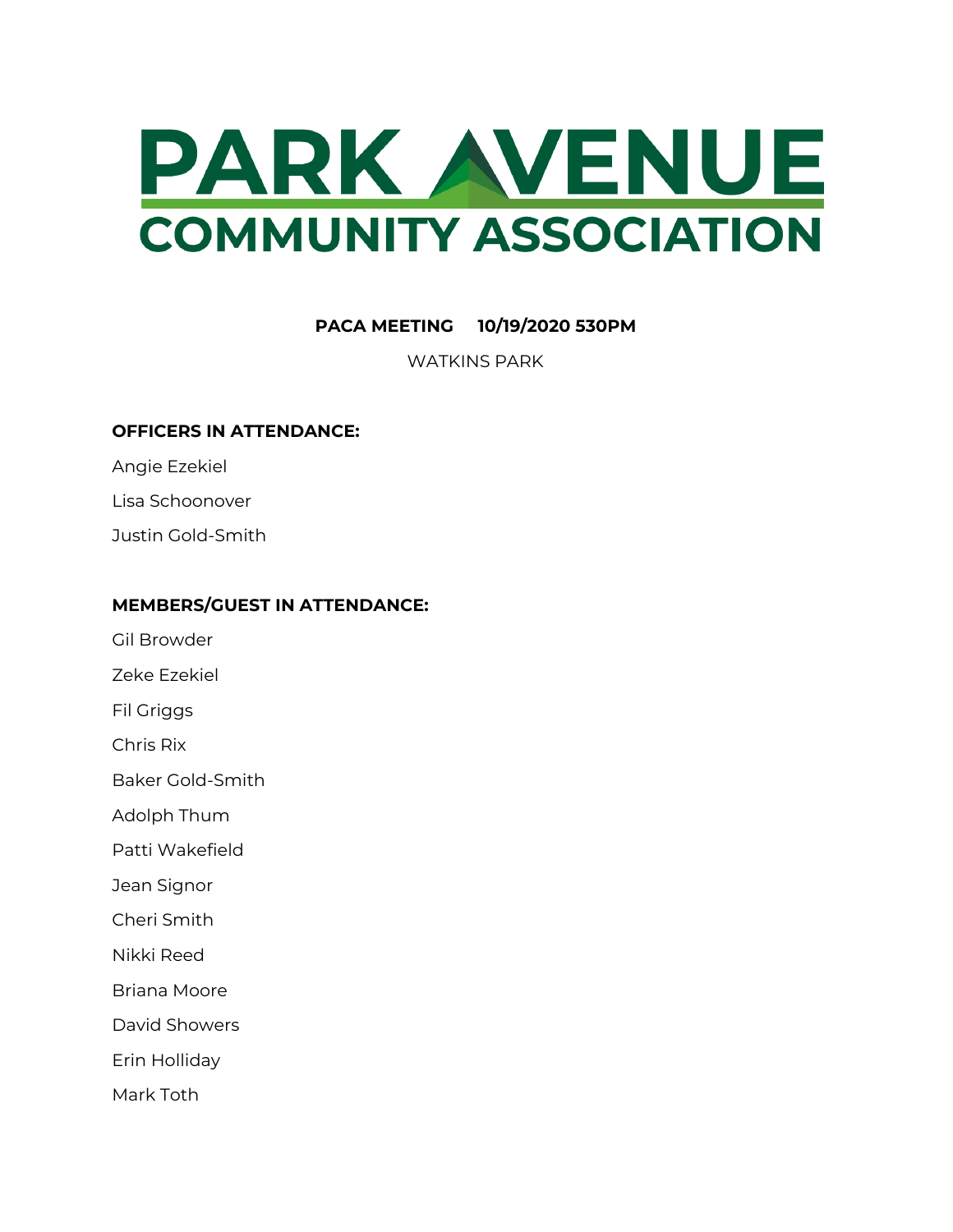# PARK AVENUE COMMUNITY ASSOCIATION

**PACA MEETING 10/19/2020 530PM**

WATKINS PARK

**OFFICERS IN ATTENDANCE:**

Angie Ezekiel

Lisa Schoonover

Justin Gold-Smith

**MEMBERS/GUEST IN ATTENDANCE:**

Gil Browder

Zeke Ezekiel

Fil Griggs

Chris Rix

Baker Gold-Smith

Adolph Thum

Patti Wakefield

Jean Signor

Cheri Smith

Nikki Reed

Briana Moore

David Showers

Erin Holliday

Mark Toth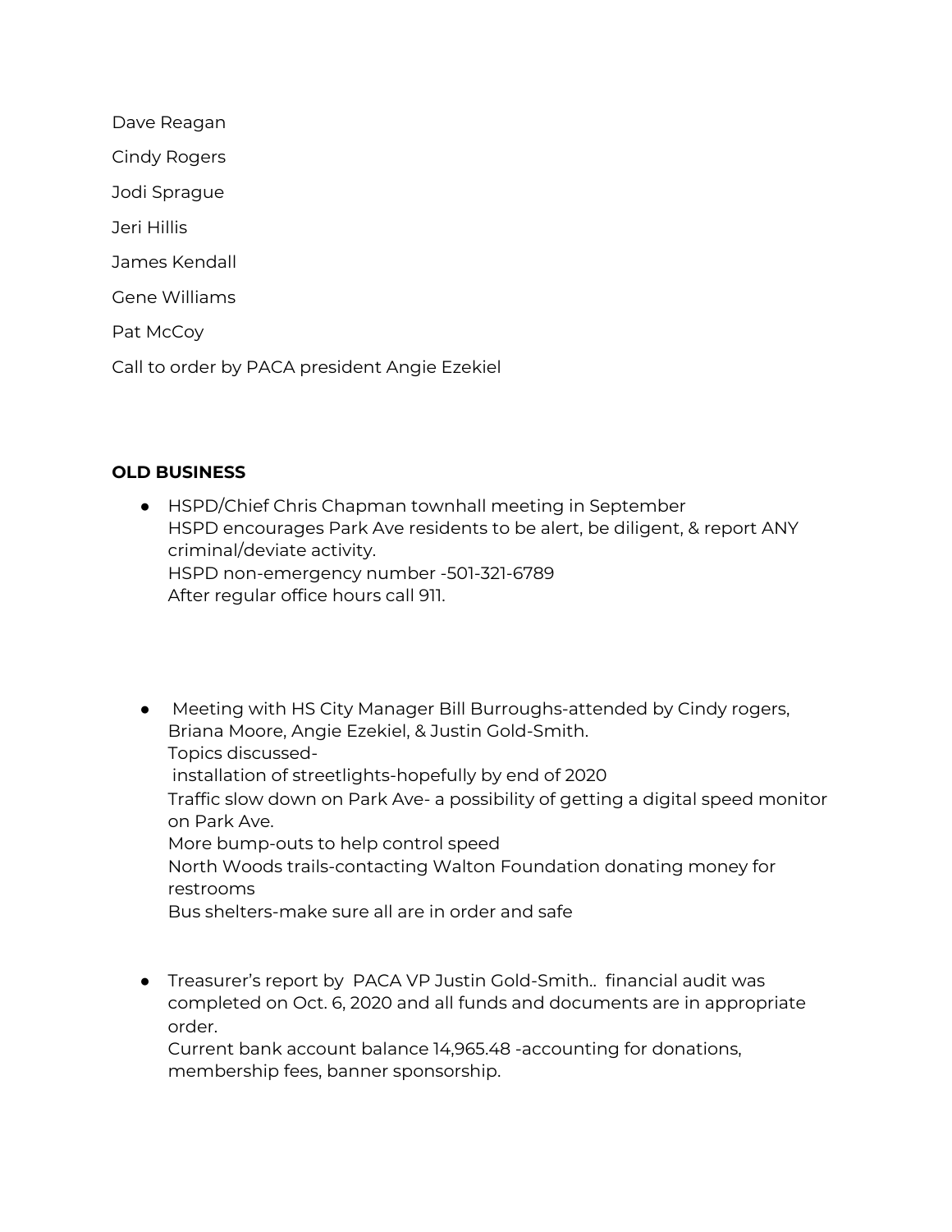Dave Reagan

Cindy Rogers

Jodi Sprague

Jeri Hillis

James Kendall

Gene Williams

Pat McCoy

Call to order by PACA president Angie Ezekiel

**OLD BUSINESS**

- HSPD/Chief Chris Chapman townhall meeting in September
  HSPD encourages Park Ave residents to be alert, be diligent, & report ANY criminal/deviate activity.
  HSPD non-emergency number -501-321-6789
  After regular office hours call 911.

- Meeting with HS City Manager Bill Burroughs-attended by Cindy rogers, Briana Moore, Angie Ezekiel, & Justin Gold-Smith.
  Topics discussed-
  installation of streetlights-hopefully by end of 2020
  Traffic slow down on Park Ave- a possibility of getting a digital speed monitor on Park Ave.
  More bump-outs to help control speed
  North Woods trails-contacting Walton Foundation donating money for restrooms
  Bus shelters-make sure all are in order and safe

- Treasurer's report by PACA VP Justin Gold-Smith.. financial audit was completed on Oct. 6, 2020 and all funds and documents are in appropriate order.
  Current bank account balance 14,965.48 -accounting for donations, membership fees, banner sponsorship.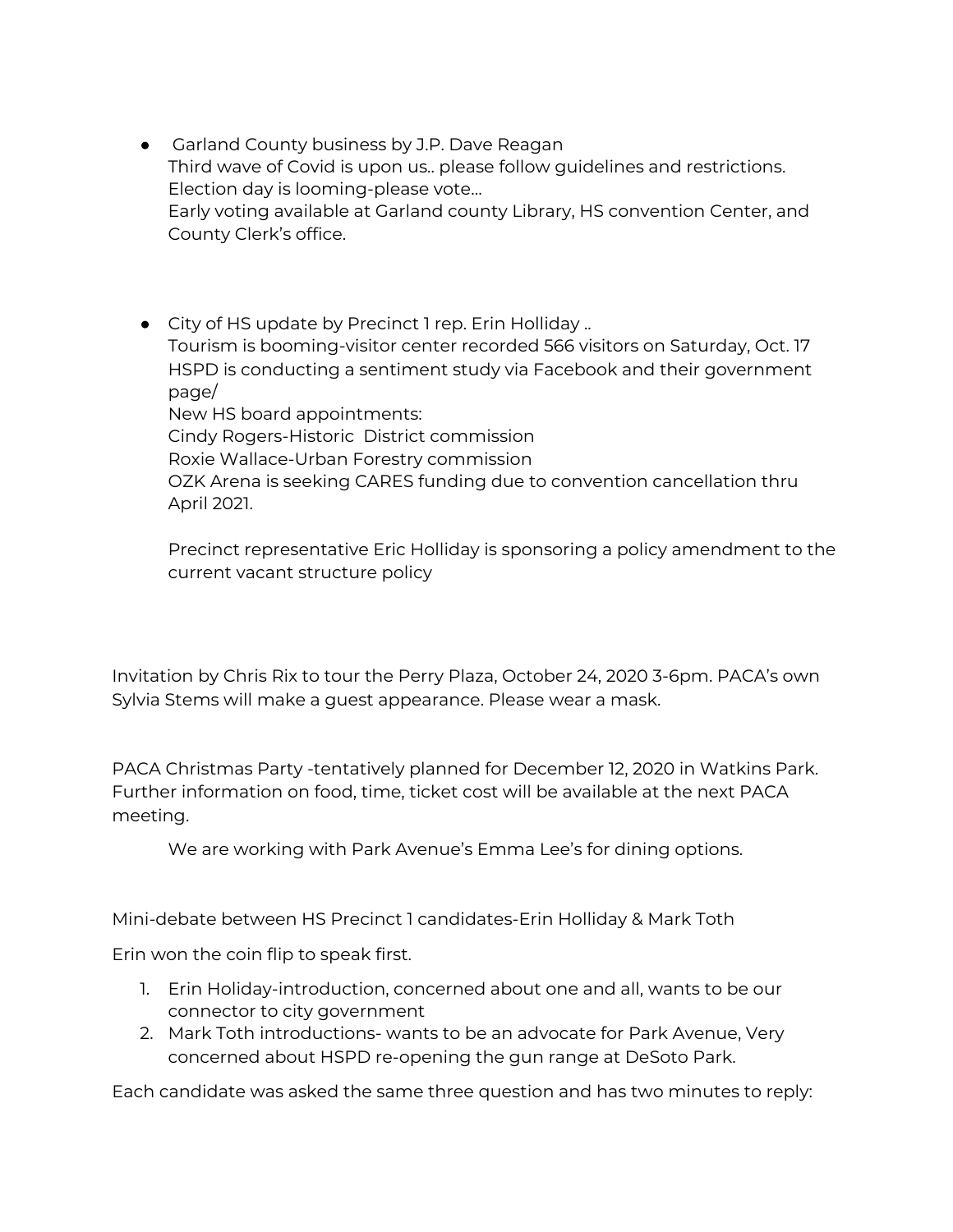- Garland County business by J.P. Dave Reagan
  Third wave of Covid is upon us.. please follow guidelines and restrictions.
  Election day is looming-please vote…
  Early voting available at Garland county Library, HS convention Center, and County Clerk's office.

- City of HS update by Precinct 1 rep. Erin Holliday ..
  Tourism is booming-visitor center recorded 566 visitors on Saturday, Oct. 17
  HSPD is conducting a sentiment study via Facebook and their government page/
  New HS board appointments:
  Cindy Rogers-Historic  District commission
  Roxie Wallace-Urban Forestry commission
  OZK Arena is seeking CARES funding due to convention cancellation thru April 2021.

  Precinct representative Eric Holliday is sponsoring a policy amendment to the current vacant structure policy

Invitation by Chris Rix to tour the Perry Plaza, October 24, 2020 3-6pm. PACA's own Sylvia Stems will make a guest appearance. Please wear a mask.

PACA Christmas Party -tentatively planned for December 12, 2020 in Watkins Park. Further information on food, time, ticket cost will be available at the next PACA meeting.

We are working with Park Avenue's Emma Lee's for dining options.

Mini-debate between HS Precinct 1 candidates-Erin Holliday & Mark Toth

Erin won the coin flip to speak first.

1. Erin Holiday-introduction, concerned about one and all, wants to be our connector to city government
2. Mark Toth introductions- wants to be an advocate for Park Avenue, Very concerned about HSPD re-opening the gun range at DeSoto Park.

Each candidate was asked the same three question and has two minutes to reply: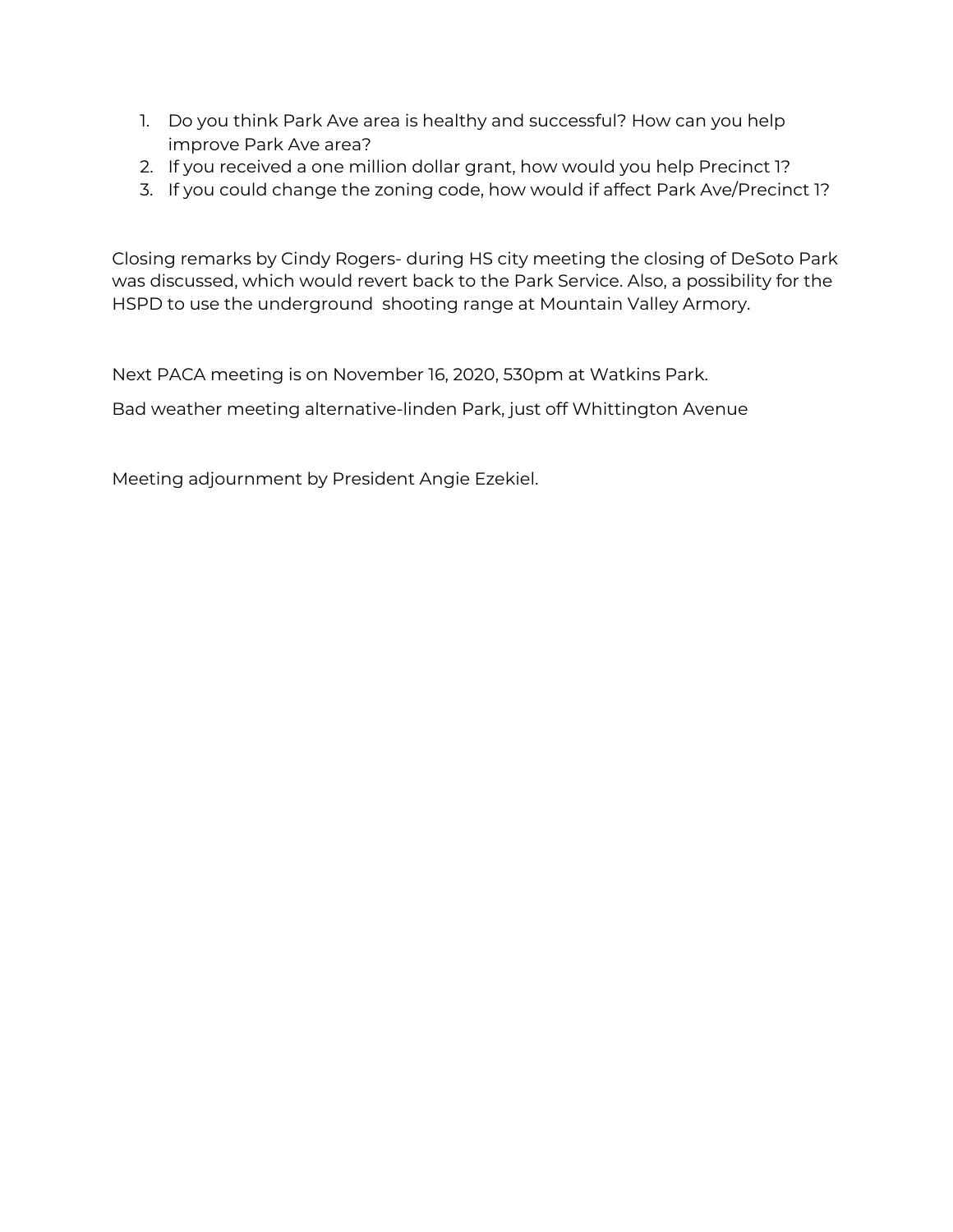1. Do you think Park Ave area is healthy and successful? How can you help improve Park Ave area?
2. If you received a one million dollar grant, how would you help Precinct 1?
3. If you could change the zoning code, how would if affect Park Ave/Precinct 1?

Closing remarks by Cindy Rogers- during HS city meeting the closing of DeSoto Park was discussed, which would revert back to the Park Service. Also, a possibility for the HSPD to use the underground shooting range at Mountain Valley Armory.

Next PACA meeting is on November 16, 2020, 530pm at Watkins Park.

Bad weather meeting alternative-linden Park, just off Whittington Avenue

Meeting adjournment by President Angie Ezekiel.